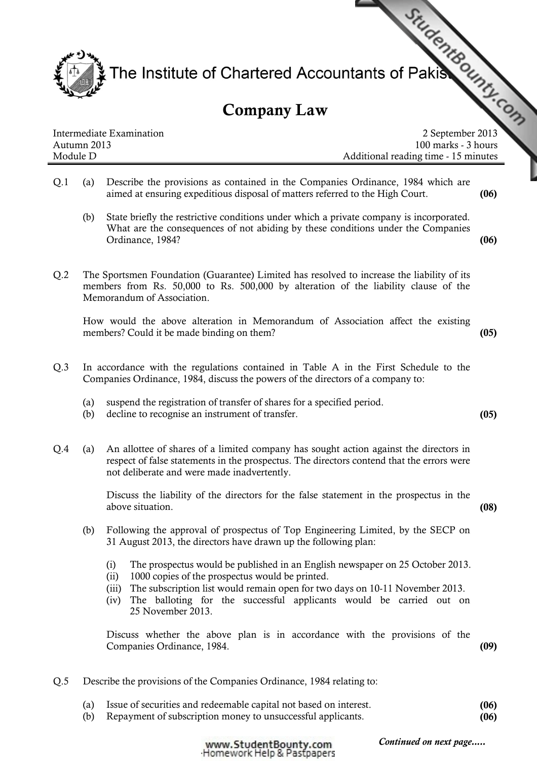# The Institute of Chartered Accountants of Pakistan

## Company Law

Intermediate Examination — 2 September 2013
Autumn 2013 — 100 marks - 3 hours
Module D — Additional reading time - 15 minutes

---

**Q.1** (a) Describe the provisions as contained in the Companies Ordinance, 1984 which are aimed at ensuring expeditious disposal of matters referred to the High Court. **(06)**

(b) State briefly the restrictive conditions under which a private company is incorporated. What are the consequences of not abiding by these conditions under the Companies Ordinance, 1984? **(06)**

**Q.2** The Sportsmen Foundation (Guarantee) Limited has resolved to increase the liability of its members from Rs. 50,000 to Rs. 500,000 by alteration of the liability clause of the Memorandum of Association.

How would the above alteration in Memorandum of Association affect the existing members? Could it be made binding on them? **(05)**

**Q.3** In accordance with the regulations contained in Table A in the First Schedule to the Companies Ordinance, 1984, discuss the powers of the directors of a company to:

(a) suspend the registration of transfer of shares for a specified period.
(b) decline to recognise an instrument of transfer. **(05)**

**Q.4** (a) An allottee of shares of a limited company has sought action against the directors in respect of false statements in the prospectus. The directors contend that the errors were not deliberate and were made inadvertently.

Discuss the liability of the directors for the false statement in the prospectus in the above situation. **(08)**

(b) Following the approval of prospectus of Top Engineering Limited, by the SECP on 31 August 2013, the directors have drawn up the following plan:

(i) The prospectus would be published in an English newspaper on 25 October 2013.
(ii) 1000 copies of the prospectus would be printed.
(iii) The subscription list would remain open for two days on 10-11 November 2013.
(iv) The balloting for the successful applicants would be carried out on 25 November 2013.

Discuss whether the above plan is in accordance with the provisions of the Companies Ordinance, 1984. **(09)**

**Q.5** Describe the provisions of the Companies Ordinance, 1984 relating to:

(a) Issue of securities and redeemable capital not based on interest. **(06)**
(b) Repayment of subscription money to unsuccessful applicants. **(06)**

*Continued on next page.....*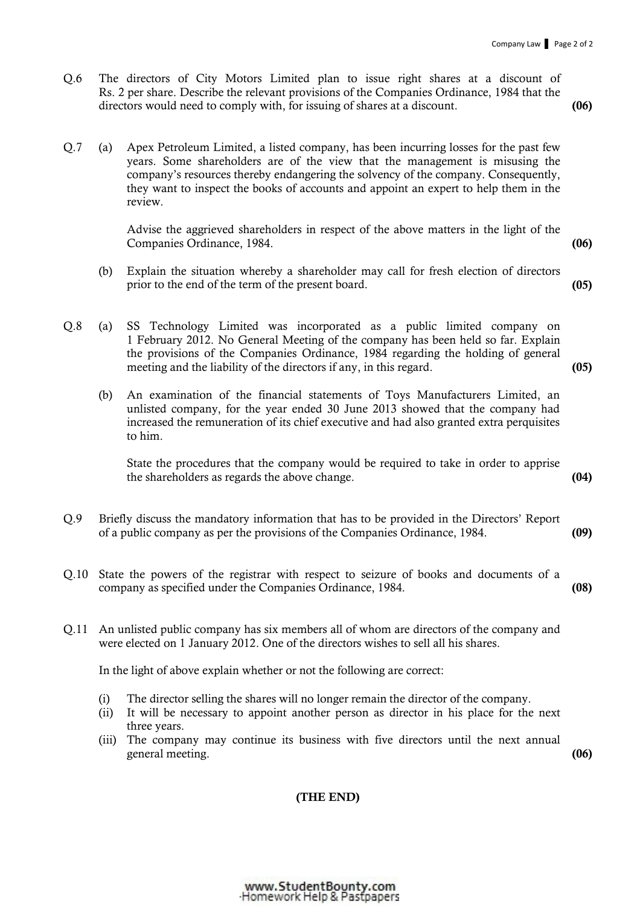Q.6 The directors of City Motors Limited plan to issue right shares at a discount of Rs. 2 per share. Describe the relevant provisions of the Companies Ordinance, 1984 that the directors would need to comply with, for issuing of shares at a discount. **(06)**

Q.7 (a) Apex Petroleum Limited, a listed company, has been incurring losses for the past few years. Some shareholders are of the view that the management is misusing the company's resources thereby endangering the solvency of the company. Consequently, they want to inspect the books of accounts and appoint an expert to help them in the review.

Advise the aggrieved shareholders in respect of the above matters in the light of the Companies Ordinance, 1984. **(06)**

(b) Explain the situation whereby a shareholder may call for fresh election of directors prior to the end of the term of the present board. **(05)**

Q.8 (a) SS Technology Limited was incorporated as a public limited company on 1 February 2012. No General Meeting of the company has been held so far. Explain the provisions of the Companies Ordinance, 1984 regarding the holding of general meeting and the liability of the directors if any, in this regard. **(05)**

(b) An examination of the financial statements of Toys Manufacturers Limited, an unlisted company, for the year ended 30 June 2013 showed that the company had increased the remuneration of its chief executive and had also granted extra perquisites to him.

State the procedures that the company would be required to take in order to apprise the shareholders as regards the above change. **(04)**

Q.9 Briefly discuss the mandatory information that has to be provided in the Directors' Report of a public company as per the provisions of the Companies Ordinance, 1984. **(09)**

Q.10 State the powers of the registrar with respect to seizure of books and documents of a company as specified under the Companies Ordinance, 1984. **(08)**

Q.11 An unlisted public company has six members all of whom are directors of the company and were elected on 1 January 2012. One of the directors wishes to sell all his shares.

In the light of above explain whether or not the following are correct:

(i) The director selling the shares will no longer remain the director of the company.
(ii) It will be necessary to appoint another person as director in his place for the next three years.
(iii) The company may continue its business with five directors until the next annual general meeting. **(06)**

**(THE END)**